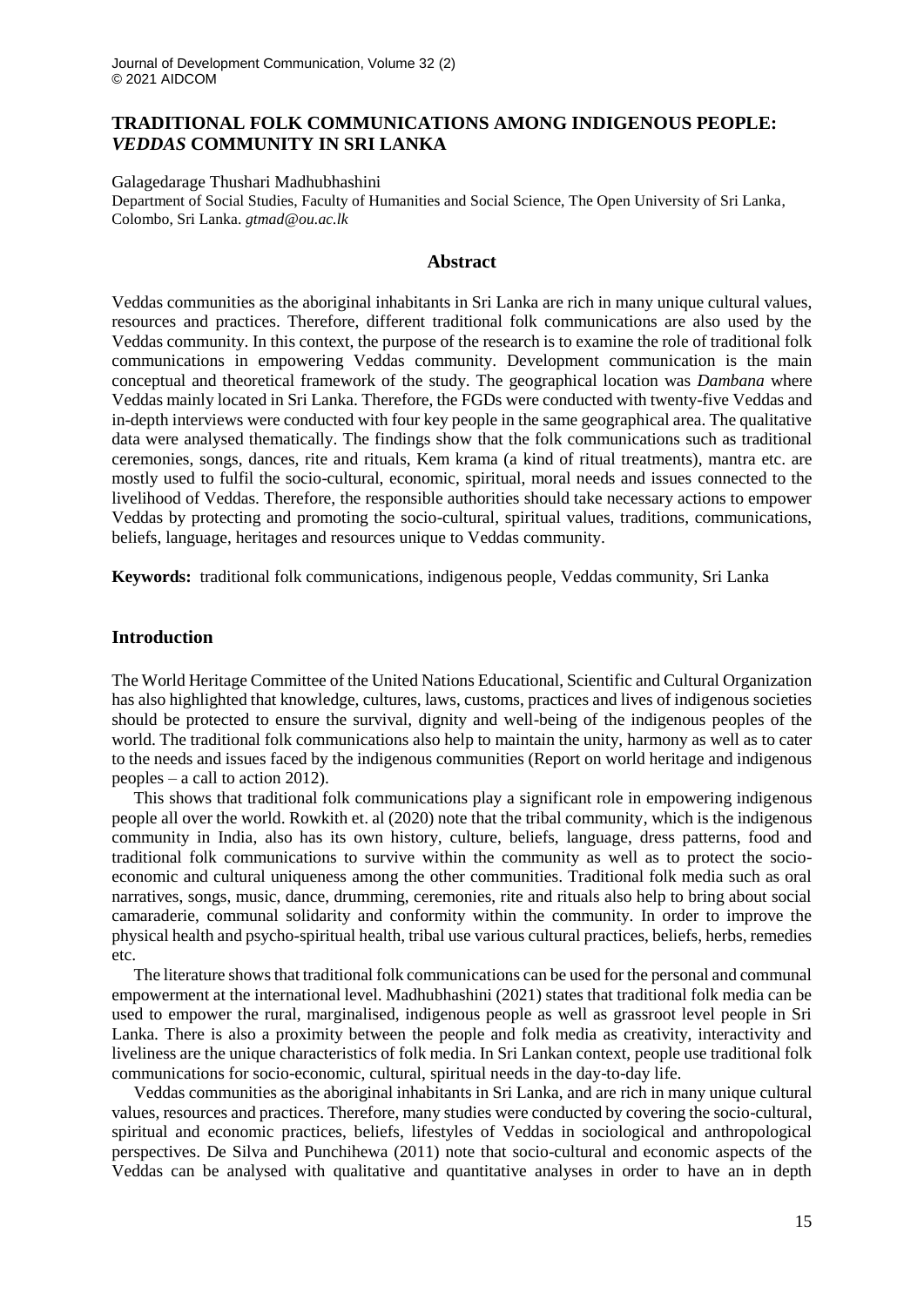# TRADITIONAL FOLK COMMUNICATIONS AMONG INDIGENOUS PEOPLE: *VEDDAS* COMMUNITY IN SRI LANKA

Galagedarage Thushari Madhubhashini

Department of Social Studies, Faculty of Humanities and Social Science, The Open University of Sri Lanka, Colombo, Sri Lanka. *gtmad@ou.ac.lk*

## Abstract

Veddas communities as the aboriginal inhabitants in Sri Lanka are rich in many unique cultural values, resources and practices. Therefore, different traditional folk communications are also used by the Veddas community. In this context, the purpose of the research is to examine the role of traditional folk communications in empowering Veddas community. Development communication is the main conceptual and theoretical framework of the study. The geographical location was *Dambana* where Veddas mainly located in Sri Lanka. Therefore, the FGDs were conducted with twenty-five Veddas and in-depth interviews were conducted with four key people in the same geographical area. The qualitative data were analysed thematically. The findings show that the folk communications such as traditional ceremonies, songs, dances, rite and rituals, Kem krama (a kind of ritual treatments), mantra etc. are mostly used to fulfil the socio-cultural, economic, spiritual, moral needs and issues connected to the livelihood of Veddas. Therefore, the responsible authorities should take necessary actions to empower Veddas by protecting and promoting the socio-cultural, spiritual values, traditions, communications, beliefs, language, heritages and resources unique to Veddas community.

**Keywords:** traditional folk communications, indigenous people, Veddas community, Sri Lanka

## Introduction

The World Heritage Committee of the United Nations Educational, Scientific and Cultural Organization has also highlighted that knowledge, cultures, laws, customs, practices and lives of indigenous societies should be protected to ensure the survival, dignity and well-being of the indigenous peoples of the world. The traditional folk communications also help to maintain the unity, harmony as well as to cater to the needs and issues faced by the indigenous communities (Report on world heritage and indigenous peoples – a call to action 2012).

This shows that traditional folk communications play a significant role in empowering indigenous people all over the world. Rowkith et. al (2020) note that the tribal community, which is the indigenous community in India, also has its own history, culture, beliefs, language, dress patterns, food and traditional folk communications to survive within the community as well as to protect the socio-economic and cultural uniqueness among the other communities. Traditional folk media such as oral narratives, songs, music, dance, drumming, ceremonies, rite and rituals also help to bring about social camaraderie, communal solidarity and conformity within the community. In order to improve the physical health and psycho-spiritual health, tribal use various cultural practices, beliefs, herbs, remedies etc.

The literature shows that traditional folk communications can be used for the personal and communal empowerment at the international level. Madhubhashini (2021) states that traditional folk media can be used to empower the rural, marginalised, indigenous people as well as grassroot level people in Sri Lanka. There is also a proximity between the people and folk media as creativity, interactivity and liveliness are the unique characteristics of folk media. In Sri Lankan context, people use traditional folk communications for socio-economic, cultural, spiritual needs in the day-to-day life.

Veddas communities as the aboriginal inhabitants in Sri Lanka, and are rich in many unique cultural values, resources and practices. Therefore, many studies were conducted by covering the socio-cultural, spiritual and economic practices, beliefs, lifestyles of Veddas in sociological and anthropological perspectives. De Silva and Punchihewa (2011) note that socio-cultural and economic aspects of the Veddas can be analysed with qualitative and quantitative analyses in order to have an in depth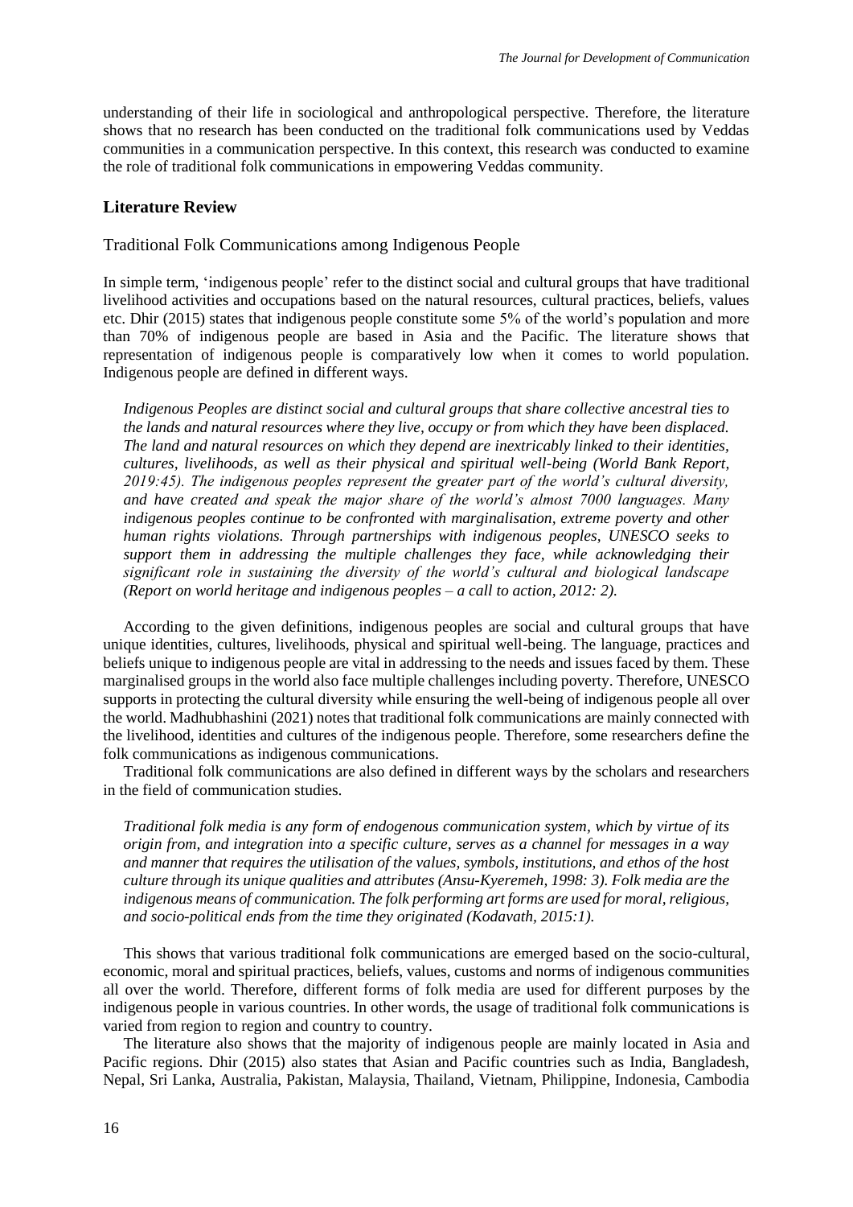understanding of their life in sociological and anthropological perspective. Therefore, the literature shows that no research has been conducted on the traditional folk communications used by Veddas communities in a communication perspective. In this context, this research was conducted to examine the role of traditional folk communications in empowering Veddas community.

## Literature Review

### Traditional Folk Communications among Indigenous People

In simple term, 'indigenous people' refer to the distinct social and cultural groups that have traditional livelihood activities and occupations based on the natural resources, cultural practices, beliefs, values etc. Dhir (2015) states that indigenous people constitute some 5% of the world's population and more than 70% of indigenous people are based in Asia and the Pacific. The literature shows that representation of indigenous people is comparatively low when it comes to world population. Indigenous people are defined in different ways.

> *Indigenous Peoples are distinct social and cultural groups that share collective ancestral ties to the lands and natural resources where they live, occupy or from which they have been displaced. The land and natural resources on which they depend are inextricably linked to their identities, cultures, livelihoods, as well as their physical and spiritual well-being (World Bank Report, 2019:45). The indigenous peoples represent the greater part of the world's cultural diversity, and have created and speak the major share of the world's almost 7000 languages. Many indigenous peoples continue to be confronted with marginalisation, extreme poverty and other human rights violations. Through partnerships with indigenous peoples, UNESCO seeks to support them in addressing the multiple challenges they face, while acknowledging their significant role in sustaining the diversity of the world's cultural and biological landscape (Report on world heritage and indigenous peoples – a call to action, 2012: 2).*

According to the given definitions, indigenous peoples are social and cultural groups that have unique identities, cultures, livelihoods, physical and spiritual well-being. The language, practices and beliefs unique to indigenous people are vital in addressing to the needs and issues faced by them. These marginalised groups in the world also face multiple challenges including poverty. Therefore, UNESCO supports in protecting the cultural diversity while ensuring the well-being of indigenous people all over the world. Madhubhashini (2021) notes that traditional folk communications are mainly connected with the livelihood, identities and cultures of the indigenous people. Therefore, some researchers define the folk communications as indigenous communications.

Traditional folk communications are also defined in different ways by the scholars and researchers in the field of communication studies.

> *Traditional folk media is any form of endogenous communication system, which by virtue of its origin from, and integration into a specific culture, serves as a channel for messages in a way and manner that requires the utilisation of the values, symbols, institutions, and ethos of the host culture through its unique qualities and attributes (Ansu-Kyeremeh, 1998: 3). Folk media are the indigenous means of communication. The folk performing art forms are used for moral, religious, and socio-political ends from the time they originated (Kodavath, 2015:1).*

This shows that various traditional folk communications are emerged based on the socio-cultural, economic, moral and spiritual practices, beliefs, values, customs and norms of indigenous communities all over the world. Therefore, different forms of folk media are used for different purposes by the indigenous people in various countries. In other words, the usage of traditional folk communications is varied from region to region and country to country.

The literature also shows that the majority of indigenous people are mainly located in Asia and Pacific regions. Dhir (2015) also states that Asian and Pacific countries such as India, Bangladesh, Nepal, Sri Lanka, Australia, Pakistan, Malaysia, Thailand, Vietnam, Philippine, Indonesia, Cambodia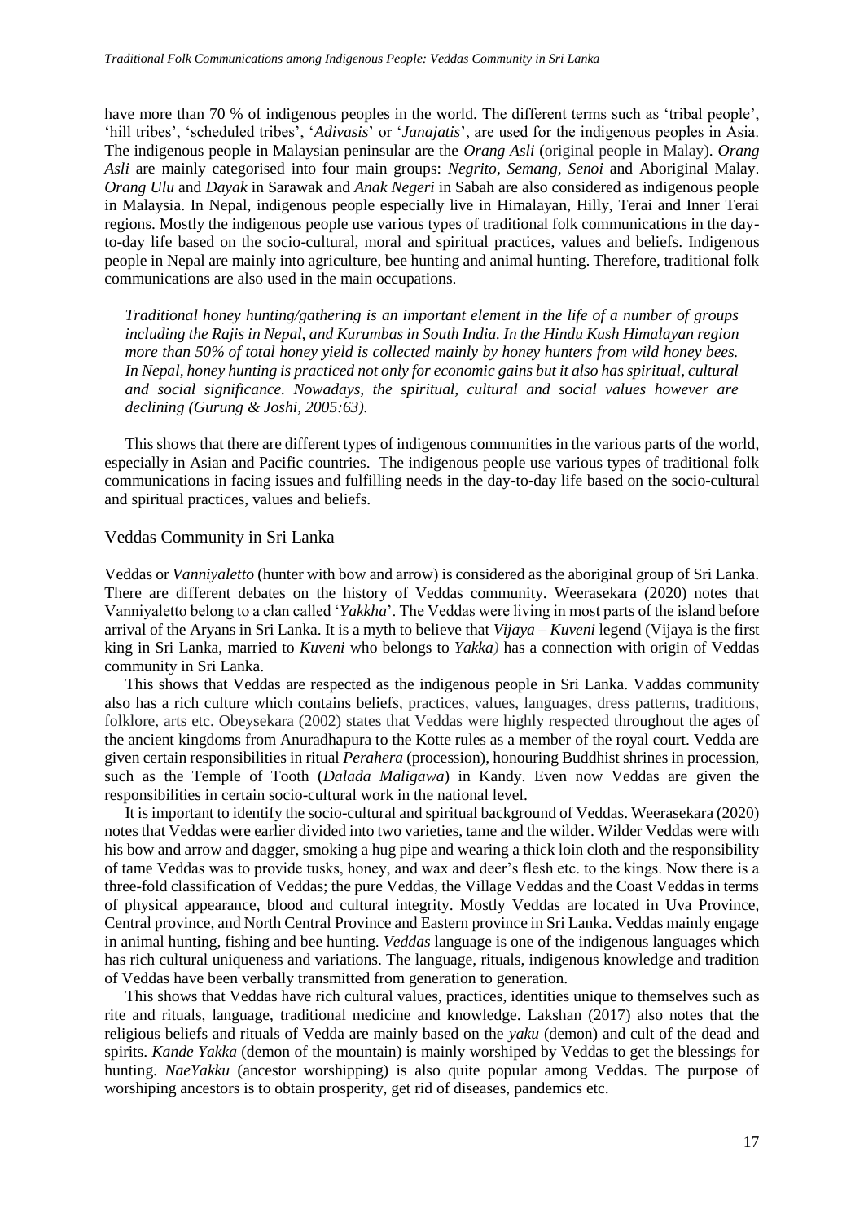have more than 70 % of indigenous peoples in the world. The different terms such as 'tribal people', 'hill tribes', 'scheduled tribes', '*Adivasis*' or '*Janajatis*', are used for the indigenous peoples in Asia. The indigenous people in Malaysian peninsular are the *Orang Asli* (original people in Malay). *Orang Asli* are mainly categorised into four main groups: *Negrito, Semang, Senoi* and Aboriginal Malay. *Orang Ulu* and *Dayak* in Sarawak and *Anak Negeri* in Sabah are also considered as indigenous people in Malaysia. In Nepal, indigenous people especially live in Himalayan, Hilly, Terai and Inner Terai regions. Mostly the indigenous people use various types of traditional folk communications in the day-to-day life based on the socio-cultural, moral and spiritual practices, values and beliefs. Indigenous people in Nepal are mainly into agriculture, bee hunting and animal hunting. Therefore, traditional folk communications are also used in the main occupations.

> *Traditional honey hunting/gathering is an important element in the life of a number of groups including the Rajis in Nepal, and Kurumbas in South India. In the Hindu Kush Himalayan region more than 50% of total honey yield is collected mainly by honey hunters from wild honey bees. In Nepal, honey hunting is practiced not only for economic gains but it also has spiritual, cultural and social significance. Nowadays, the spiritual, cultural and social values however are declining (Gurung & Joshi, 2005:63).*

This shows that there are different types of indigenous communities in the various parts of the world, especially in Asian and Pacific countries. The indigenous people use various types of traditional folk communications in facing issues and fulfilling needs in the day-to-day life based on the socio-cultural and spiritual practices, values and beliefs.

## Veddas Community in Sri Lanka

Veddas or *Vanniyaletto* (hunter with bow and arrow) is considered as the aboriginal group of Sri Lanka. There are different debates on the history of Veddas community. Weerasekara (2020) notes that Vanniyaletto belong to a clan called '*Yakkha*'. The Veddas were living in most parts of the island before arrival of the Aryans in Sri Lanka. It is a myth to believe that *Vijaya – Kuveni* legend (Vijaya is the first king in Sri Lanka, married to *Kuveni* who belongs to *Yakka)* has a connection with origin of Veddas community in Sri Lanka.

This shows that Veddas are respected as the indigenous people in Sri Lanka. Vaddas community also has a rich culture which contains beliefs, practices, values, languages, dress patterns, traditions, folklore, arts etc. Obeysekara (2002) states that Veddas were highly respected throughout the ages of the ancient kingdoms from Anuradhapura to the Kotte rules as a member of the royal court. Vedda are given certain responsibilities in ritual *Perahera* (procession), honouring Buddhist shrines in procession, such as the Temple of Tooth (*Dalada Maligawa*) in Kandy. Even now Veddas are given the responsibilities in certain socio-cultural work in the national level.

It is important to identify the socio-cultural and spiritual background of Veddas. Weerasekara (2020) notes that Veddas were earlier divided into two varieties, tame and the wilder. Wilder Veddas were with his bow and arrow and dagger, smoking a hug pipe and wearing a thick loin cloth and the responsibility of tame Veddas was to provide tusks, honey, and wax and deer's flesh etc. to the kings. Now there is a three-fold classification of Veddas; the pure Veddas, the Village Veddas and the Coast Veddas in terms of physical appearance, blood and cultural integrity. Mostly Veddas are located in Uva Province, Central province, and North Central Province and Eastern province in Sri Lanka. Veddas mainly engage in animal hunting, fishing and bee hunting. *Veddas* language is one of the indigenous languages which has rich cultural uniqueness and variations. The language, rituals, indigenous knowledge and tradition of Veddas have been verbally transmitted from generation to generation.

This shows that Veddas have rich cultural values, practices, identities unique to themselves such as rite and rituals, language, traditional medicine and knowledge. Lakshan (2017) also notes that the religious beliefs and rituals of Vedda are mainly based on the *yaku* (demon) and cult of the dead and spirits. *Kande Yakka* (demon of the mountain) is mainly worshiped by Veddas to get the blessings for hunting. *NaeYakku* (ancestor worshipping) is also quite popular among Veddas. The purpose of worshiping ancestors is to obtain prosperity, get rid of diseases, pandemics etc.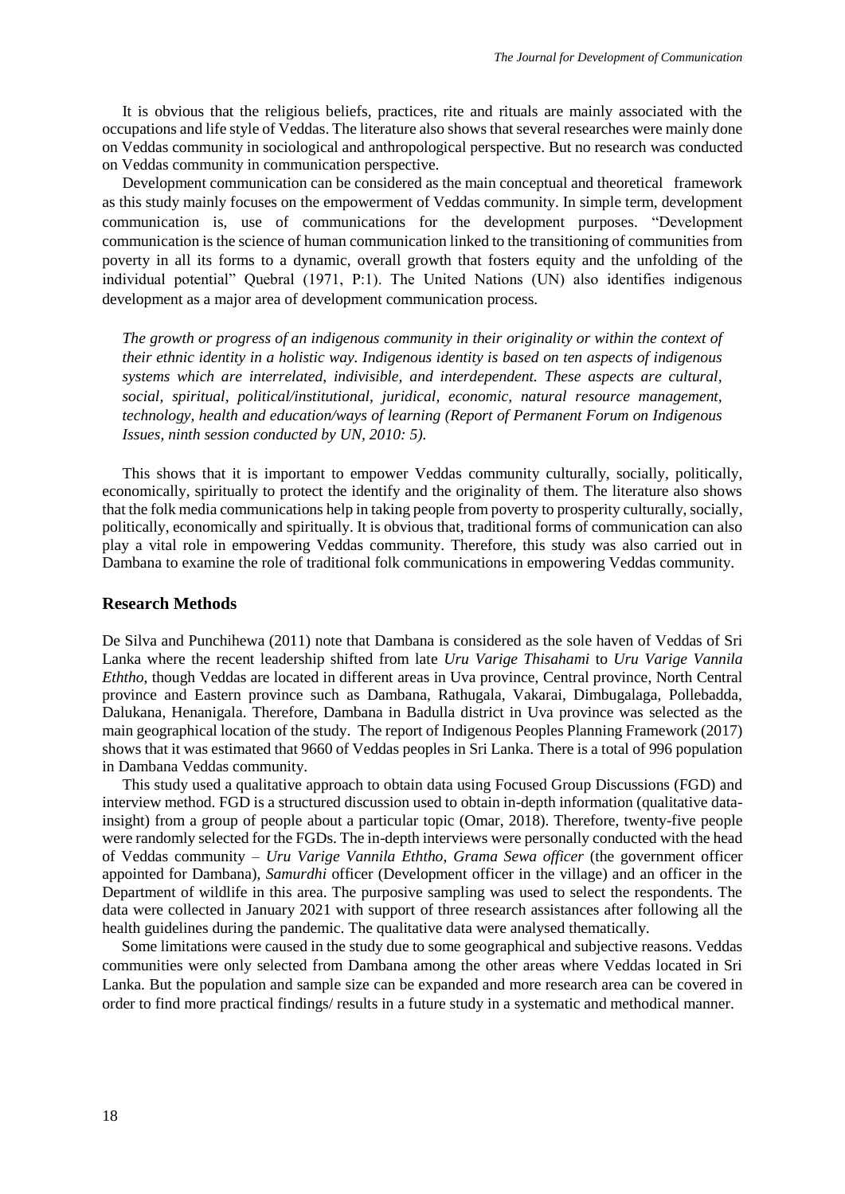It is obvious that the religious beliefs, practices, rite and rituals are mainly associated with the occupations and life style of Veddas. The literature also shows that several researches were mainly done on Veddas community in sociological and anthropological perspective. But no research was conducted on Veddas community in communication perspective.

Development communication can be considered as the main conceptual and theoretical framework as this study mainly focuses on the empowerment of Veddas community. In simple term, development communication is, use of communications for the development purposes. "Development communication is the science of human communication linked to the transitioning of communities from poverty in all its forms to a dynamic, overall growth that fosters equity and the unfolding of the individual potential" Quebral (1971, P:1). The United Nations (UN) also identifies indigenous development as a major area of development communication process.

> *The growth or progress of an indigenous community in their originality or within the context of their ethnic identity in a holistic way. Indigenous identity is based on ten aspects of indigenous systems which are interrelated, indivisible, and interdependent. These aspects are cultural, social, spiritual, political/institutional, juridical, economic, natural resource management, technology, health and education/ways of learning (Report of Permanent Forum on Indigenous Issues, ninth session conducted by UN, 2010: 5).*

This shows that it is important to empower Veddas community culturally, socially, politically, economically, spiritually to protect the identify and the originality of them. The literature also shows that the folk media communications help in taking people from poverty to prosperity culturally, socially, politically, economically and spiritually. It is obvious that, traditional forms of communication can also play a vital role in empowering Veddas community. Therefore, this study was also carried out in Dambana to examine the role of traditional folk communications in empowering Veddas community.

## Research Methods

De Silva and Punchihewa (2011) note that Dambana is considered as the sole haven of Veddas of Sri Lanka where the recent leadership shifted from late *Uru Varige Thisahami* to *Uru Varige Vannila Eththo*, though Veddas are located in different areas in Uva province, Central province, North Central province and Eastern province such as Dambana, Rathugala, Vakarai, Dimbugalaga, Pollebadda, Dalukana, Henanigala. Therefore, Dambana in Badulla district in Uva province was selected as the main geographical location of the study. The report of Indigenous Peoples Planning Framework (2017) shows that it was estimated that 9660 of Veddas peoples in Sri Lanka. There is a total of 996 population in Dambana Veddas community.

This study used a qualitative approach to obtain data using Focused Group Discussions (FGD) and interview method. FGD is a structured discussion used to obtain in-depth information (qualitative data-insight) from a group of people about a particular topic (Omar, 2018). Therefore, twenty-five people were randomly selected for the FGDs. The in-depth interviews were personally conducted with the head of Veddas community – *Uru Varige Vannila Eththo*, *Grama Sewa officer* (the government officer appointed for Dambana), *Samurdhi* officer (Development officer in the village) and an officer in the Department of wildlife in this area. The purposive sampling was used to select the respondents. The data were collected in January 2021 with support of three research assistances after following all the health guidelines during the pandemic. The qualitative data were analysed thematically.

Some limitations were caused in the study due to some geographical and subjective reasons. Veddas communities were only selected from Dambana among the other areas where Veddas located in Sri Lanka. But the population and sample size can be expanded and more research area can be covered in order to find more practical findings/ results in a future study in a systematic and methodical manner.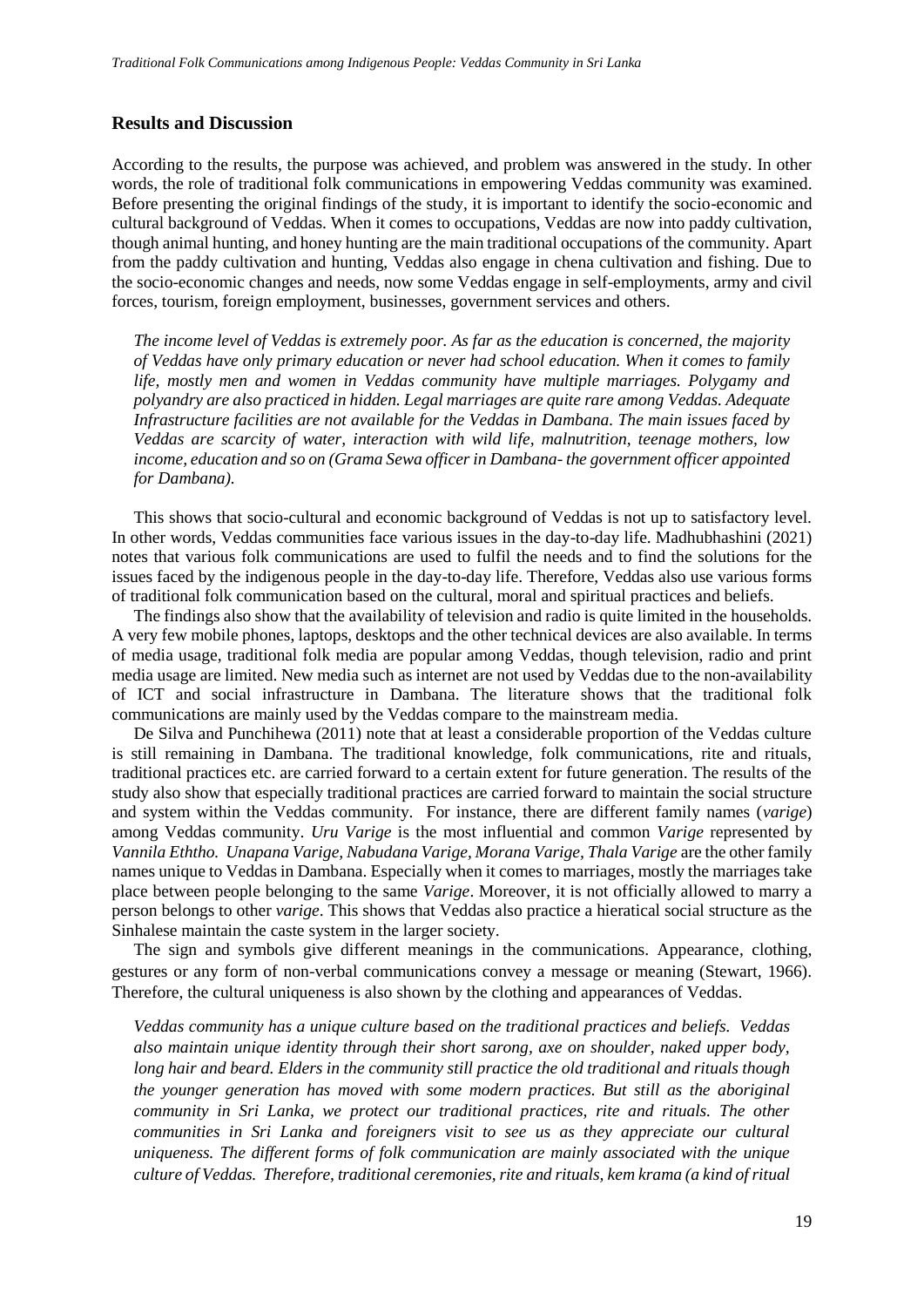## Results and Discussion

According to the results, the purpose was achieved, and problem was answered in the study. In other words, the role of traditional folk communications in empowering Veddas community was examined. Before presenting the original findings of the study, it is important to identify the socio-economic and cultural background of Veddas. When it comes to occupations, Veddas are now into paddy cultivation, though animal hunting, and honey hunting are the main traditional occupations of the community. Apart from the paddy cultivation and hunting, Veddas also engage in chena cultivation and fishing. Due to the socio-economic changes and needs, now some Veddas engage in self-employments, army and civil forces, tourism, foreign employment, businesses, government services and others.

> *The income level of Veddas is extremely poor. As far as the education is concerned, the majority of Veddas have only primary education or never had school education. When it comes to family life, mostly men and women in Veddas community have multiple marriages. Polygamy and polyandry are also practiced in hidden. Legal marriages are quite rare among Veddas. Adequate Infrastructure facilities are not available for the Veddas in Dambana. The main issues faced by Veddas are scarcity of water, interaction with wild life, malnutrition, teenage mothers, low income, education and so on (Grama Sewa officer in Dambana- the government officer appointed for Dambana).*

This shows that socio-cultural and economic background of Veddas is not up to satisfactory level. In other words, Veddas communities face various issues in the day-to-day life. Madhubhashini (2021) notes that various folk communications are used to fulfil the needs and to find the solutions for the issues faced by the indigenous people in the day-to-day life. Therefore, Veddas also use various forms of traditional folk communication based on the cultural, moral and spiritual practices and beliefs.

The findings also show that the availability of television and radio is quite limited in the households. A very few mobile phones, laptops, desktops and the other technical devices are also available. In terms of media usage, traditional folk media are popular among Veddas, though television, radio and print media usage are limited. New media such as internet are not used by Veddas due to the non-availability of ICT and social infrastructure in Dambana. The literature shows that the traditional folk communications are mainly used by the Veddas compare to the mainstream media.

De Silva and Punchihewa (2011) note that at least a considerable proportion of the Veddas culture is still remaining in Dambana. The traditional knowledge, folk communications, rite and rituals, traditional practices etc. are carried forward to a certain extent for future generation. The results of the study also show that especially traditional practices are carried forward to maintain the social structure and system within the Veddas community. For instance, there are different family names (*varige*) among Veddas community. *Uru Varige* is the most influential and common *Varige* represented by *Vannila Eththo. Unapana Varige, Nabudana Varige, Morana Varige, Thala Varige* are the other family names unique to Veddas in Dambana. Especially when it comes to marriages, mostly the marriages take place between people belonging to the same *Varige*. Moreover, it is not officially allowed to marry a person belongs to other *varige*. This shows that Veddas also practice a hieratical social structure as the Sinhalese maintain the caste system in the larger society.

The sign and symbols give different meanings in the communications. Appearance, clothing, gestures or any form of non-verbal communications convey a message or meaning (Stewart, 1966). Therefore, the cultural uniqueness is also shown by the clothing and appearances of Veddas.

> *Veddas community has a unique culture based on the traditional practices and beliefs. Veddas also maintain unique identity through their short sarong, axe on shoulder, naked upper body, long hair and beard. Elders in the community still practice the old traditional and rituals though the younger generation has moved with some modern practices. But still as the aboriginal community in Sri Lanka, we protect our traditional practices, rite and rituals. The other communities in Sri Lanka and foreigners visit to see us as they appreciate our cultural uniqueness. The different forms of folk communication are mainly associated with the unique culture of Veddas. Therefore, traditional ceremonies, rite and rituals, kem krama (a kind of ritual*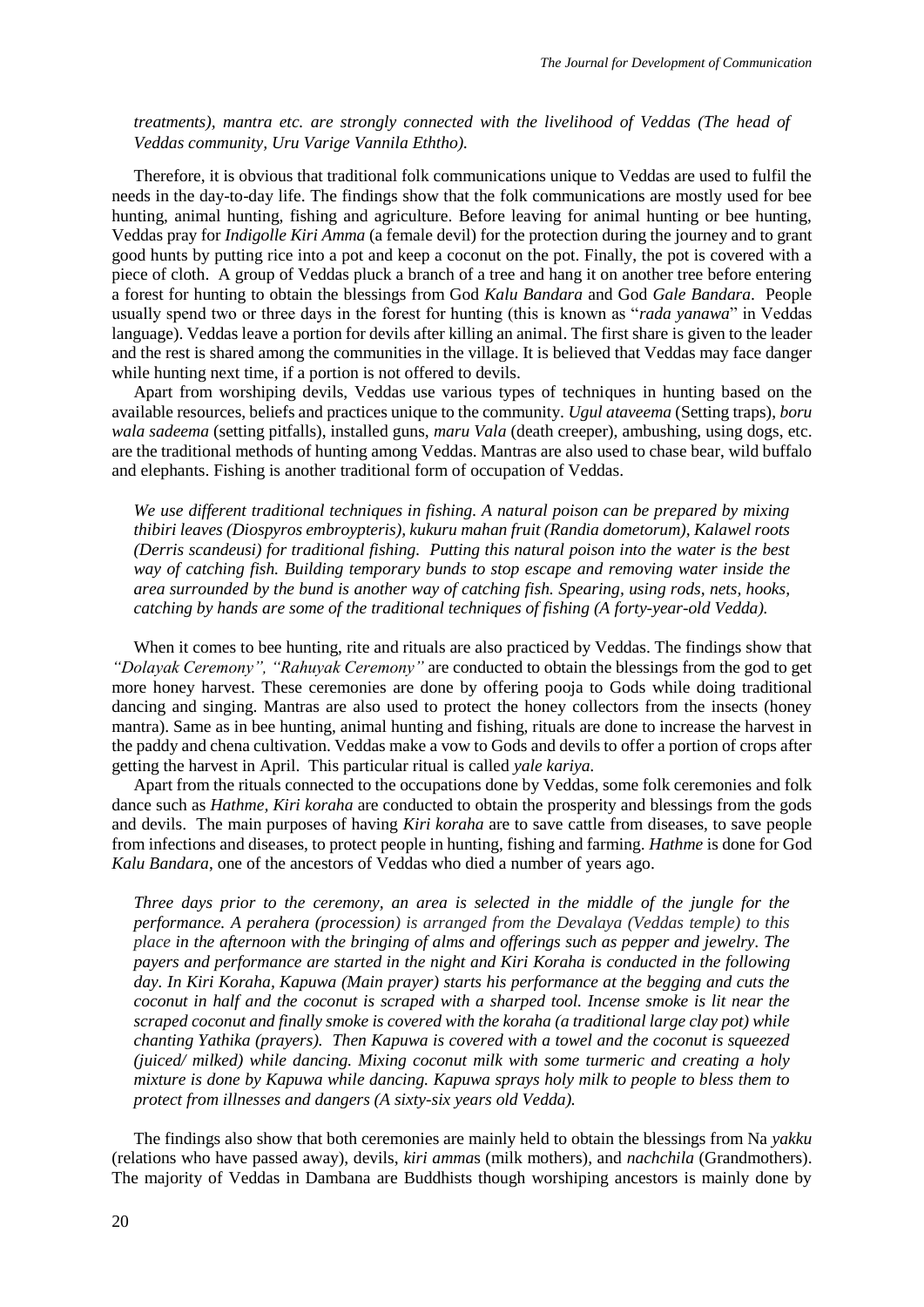*treatments), mantra etc. are strongly connected with the livelihood of Veddas (The head of Veddas community, Uru Varige Vannila Eththo).*

Therefore, it is obvious that traditional folk communications unique to Veddas are used to fulfil the needs in the day-to-day life. The findings show that the folk communications are mostly used for bee hunting, animal hunting, fishing and agriculture. Before leaving for animal hunting or bee hunting, Veddas pray for *Indigolle Kiri Amma* (a female devil) for the protection during the journey and to grant good hunts by putting rice into a pot and keep a coconut on the pot. Finally, the pot is covered with a piece of cloth. A group of Veddas pluck a branch of a tree and hang it on another tree before entering a forest for hunting to obtain the blessings from God *Kalu Bandara* and God *Gale Bandara*. People usually spend two or three days in the forest for hunting (this is known as "*rada yanawa*" in Veddas language). Veddas leave a portion for devils after killing an animal. The first share is given to the leader and the rest is shared among the communities in the village. It is believed that Veddas may face danger while hunting next time, if a portion is not offered to devils.

Apart from worshiping devils, Veddas use various types of techniques in hunting based on the available resources, beliefs and practices unique to the community. *Ugul ataveema* (Setting traps), *boru wala sadeema* (setting pitfalls), installed guns, *maru Vala* (death creeper), ambushing, using dogs, etc. are the traditional methods of hunting among Veddas. Mantras are also used to chase bear, wild buffalo and elephants. Fishing is another traditional form of occupation of Veddas.

*We use different traditional techniques in fishing. A natural poison can be prepared by mixing thibiri leaves (Diospyros embroypteris), kukuru mahan fruit (Randia dometorum), Kalawel roots (Derris scandeusi) for traditional fishing. Putting this natural poison into the water is the best way of catching fish. Building temporary bunds to stop escape and removing water inside the area surrounded by the bund is another way of catching fish. Spearing, using rods, nets, hooks, catching by hands are some of the traditional techniques of fishing (A forty-year-old Vedda).*

When it comes to bee hunting, rite and rituals are also practiced by Veddas. The findings show that *"Dolayak Ceremony", "Rahuyak Ceremony"* are conducted to obtain the blessings from the god to get more honey harvest. These ceremonies are done by offering pooja to Gods while doing traditional dancing and singing. Mantras are also used to protect the honey collectors from the insects (honey mantra). Same as in bee hunting, animal hunting and fishing, rituals are done to increase the harvest in the paddy and chena cultivation. Veddas make a vow to Gods and devils to offer a portion of crops after getting the harvest in April. This particular ritual is called *yale kariya.*

Apart from the rituals connected to the occupations done by Veddas, some folk ceremonies and folk dance such as *Hathme, Kiri koraha* are conducted to obtain the prosperity and blessings from the gods and devils. The main purposes of having *Kiri koraha* are to save cattle from diseases, to save people from infections and diseases, to protect people in hunting, fishing and farming. *Hathme* is done for God *Kalu Bandara*, one of the ancestors of Veddas who died a number of years ago.

*Three days prior to the ceremony, an area is selected in the middle of the jungle for the performance. A perahera (procession) is arranged from the Devalaya (Veddas temple) to this place in the afternoon with the bringing of alms and offerings such as pepper and jewelry. The payers and performance are started in the night and Kiri Koraha is conducted in the following day. In Kiri Koraha, Kapuwa (Main prayer) starts his performance at the begging and cuts the coconut in half and the coconut is scraped with a sharped tool. Incense smoke is lit near the scraped coconut and finally smoke is covered with the koraha (a traditional large clay pot) while chanting Yathika (prayers). Then Kapuwa is covered with a towel and the coconut is squeezed (juiced/ milked) while dancing. Mixing coconut milk with some turmeric and creating a holy mixture is done by Kapuwa while dancing. Kapuwa sprays holy milk to people to bless them to protect from illnesses and dangers (A sixty-six years old Vedda).*

The findings also show that both ceremonies are mainly held to obtain the blessings from Na *yakku* (relations who have passed away), devils, *kiri amma*s (milk mothers), and *nachchila* (Grandmothers). The majority of Veddas in Dambana are Buddhists though worshiping ancestors is mainly done by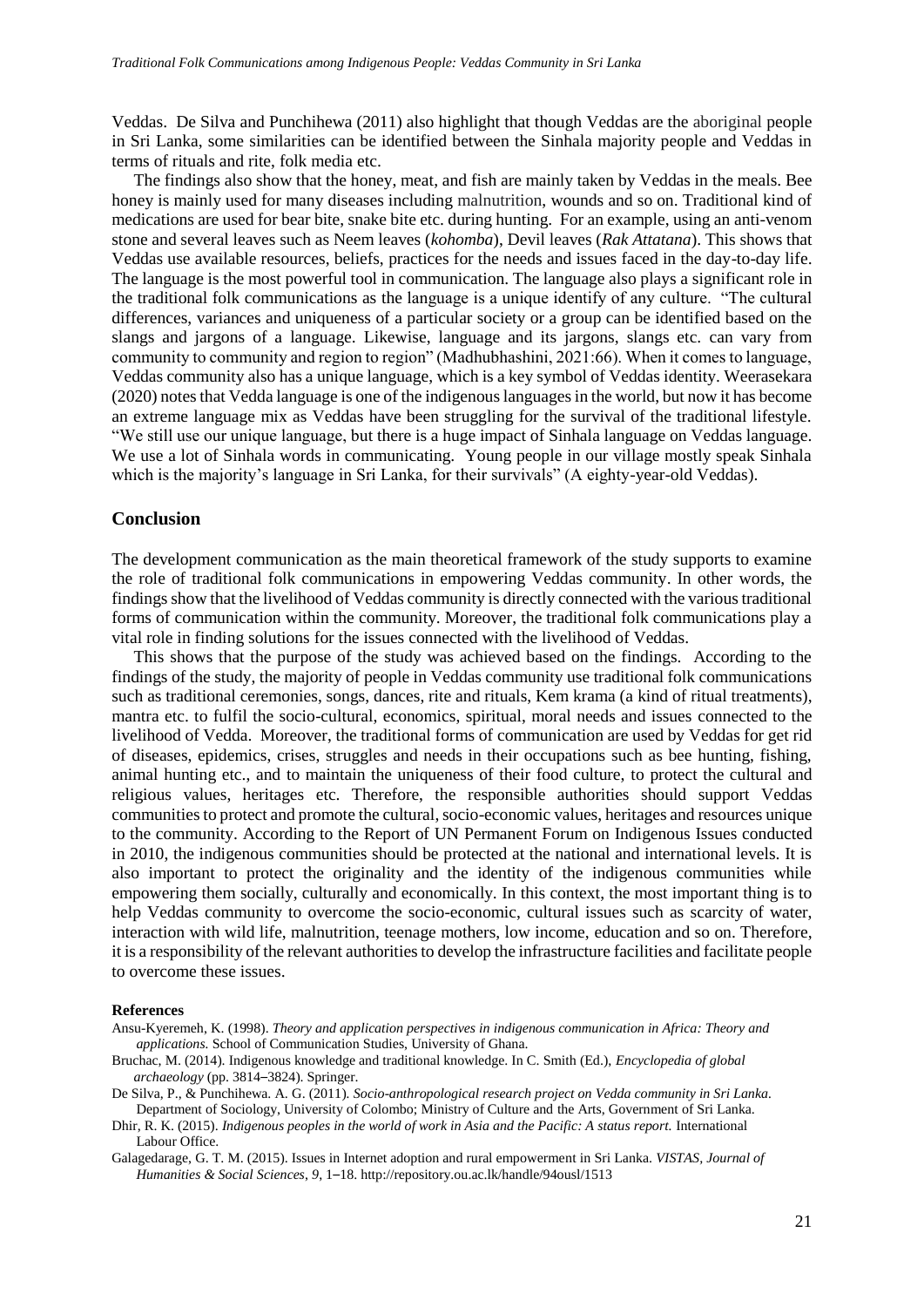Veddas. De Silva and Punchihewa (2011) also highlight that though Veddas are the aboriginal people in Sri Lanka, some similarities can be identified between the Sinhala majority people and Veddas in terms of rituals and rite, folk media etc.

The findings also show that the honey, meat, and fish are mainly taken by Veddas in the meals. Bee honey is mainly used for many diseases including malnutrition, wounds and so on. Traditional kind of medications are used for bear bite, snake bite etc. during hunting. For an example, using an anti-venom stone and several leaves such as Neem leaves (*kohomba*), Devil leaves (*Rak Attatana*). This shows that Veddas use available resources, beliefs, practices for the needs and issues faced in the day-to-day life. The language is the most powerful tool in communication. The language also plays a significant role in the traditional folk communications as the language is a unique identify of any culture. "The cultural differences, variances and uniqueness of a particular society or a group can be identified based on the slangs and jargons of a language. Likewise, language and its jargons, slangs etc. can vary from community to community and region to region" (Madhubhashini, 2021:66). When it comes to language, Veddas community also has a unique language, which is a key symbol of Veddas identity. Weerasekara (2020) notes that Vedda language is one of the indigenous languages in the world, but now it has become an extreme language mix as Veddas have been struggling for the survival of the traditional lifestyle. "We still use our unique language, but there is a huge impact of Sinhala language on Veddas language. We use a lot of Sinhala words in communicating. Young people in our village mostly speak Sinhala which is the majority's language in Sri Lanka, for their survivals" (A eighty-year-old Veddas).

## Conclusion

The development communication as the main theoretical framework of the study supports to examine the role of traditional folk communications in empowering Veddas community. In other words, the findings show that the livelihood of Veddas community is directly connected with the various traditional forms of communication within the community. Moreover, the traditional folk communications play a vital role in finding solutions for the issues connected with the livelihood of Veddas.

This shows that the purpose of the study was achieved based on the findings. According to the findings of the study, the majority of people in Veddas community use traditional folk communications such as traditional ceremonies, songs, dances, rite and rituals, Kem krama (a kind of ritual treatments), mantra etc. to fulfil the socio-cultural, economics, spiritual, moral needs and issues connected to the livelihood of Vedda. Moreover, the traditional forms of communication are used by Veddas for get rid of diseases, epidemics, crises, struggles and needs in their occupations such as bee hunting, fishing, animal hunting etc., and to maintain the uniqueness of their food culture, to protect the cultural and religious values, heritages etc. Therefore, the responsible authorities should support Veddas communities to protect and promote the cultural, socio-economic values, heritages and resources unique to the community. According to the Report of UN Permanent Forum on Indigenous Issues conducted in 2010, the indigenous communities should be protected at the national and international levels. It is also important to protect the originality and the identity of the indigenous communities while empowering them socially, culturally and economically. In this context, the most important thing is to help Veddas community to overcome the socio-economic, cultural issues such as scarcity of water, interaction with wild life, malnutrition, teenage mothers, low income, education and so on. Therefore, it is a responsibility of the relevant authorities to develop the infrastructure facilities and facilitate people to overcome these issues.

### References

Ansu-Kyeremeh, K. (1998). *Theory and application perspectives in indigenous communication in Africa: Theory and applications.* School of Communication Studies, University of Ghana.

Bruchac, M. (2014). Indigenous knowledge and traditional knowledge. In C. Smith (Ed.), *Encyclopedia of global archaeology* (pp. 3814–3824). Springer.

De Silva, P., & Punchihewa. A. G. (2011). *Socio-anthropological research project on Vedda community in Sri Lanka*. Department of Sociology, University of Colombo; Ministry of Culture and the Arts, Government of Sri Lanka.

Dhir, R. K. (2015). *Indigenous peoples in the world of work in Asia and the Pacific: A status report.* International Labour Office.

Galagedarage, G. T. M. (2015). Issues in Internet adoption and rural empowerment in Sri Lanka. *VISTAS, Journal of Humanities & Social Sciences, 9*, 1–18. http://repository.ou.ac.lk/handle/94ousl/1513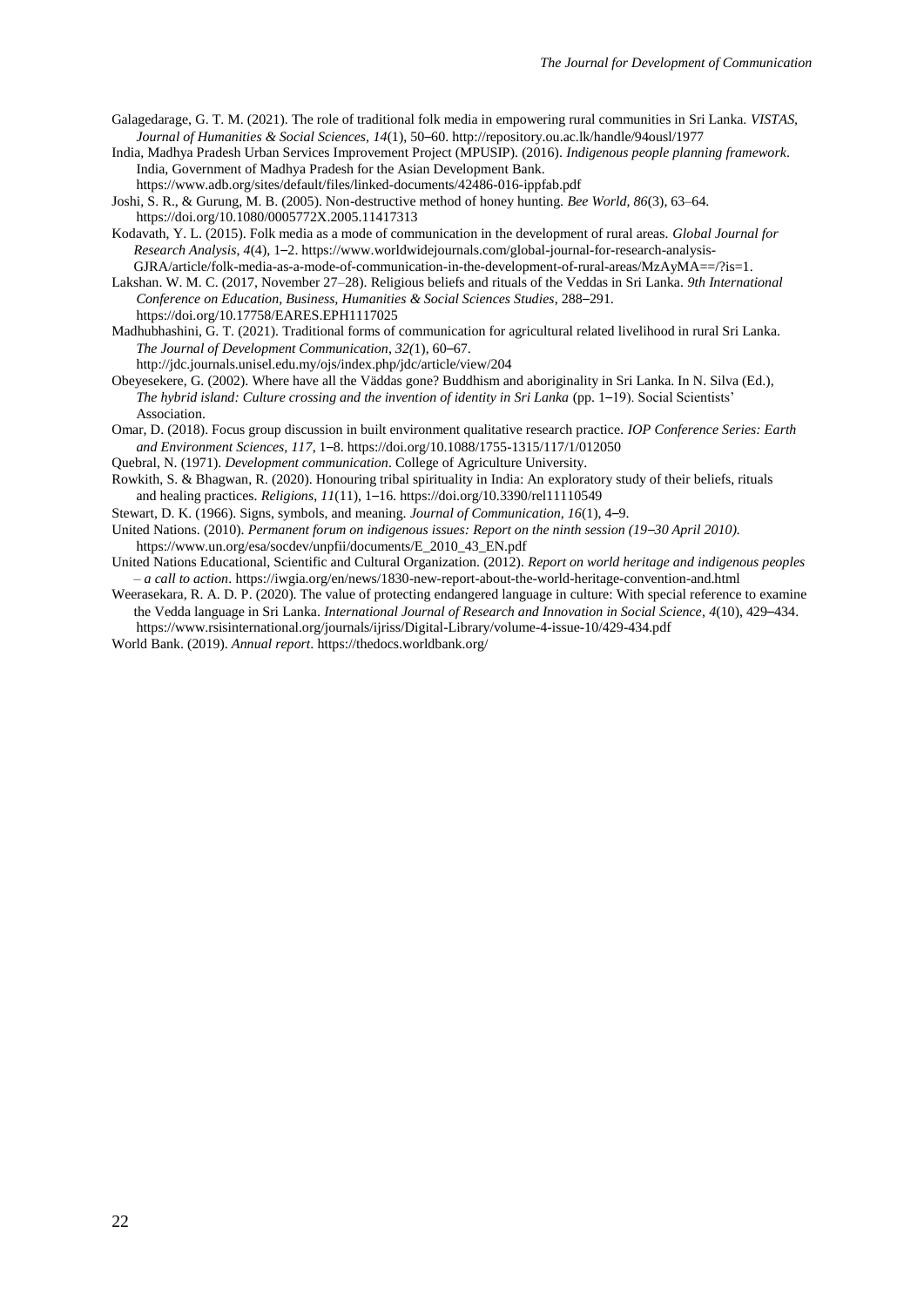Galagedarage, G. T. M. (2021). The role of traditional folk media in empowering rural communities in Sri Lanka. *VISTAS, Journal of Humanities & Social Sciences, 14*(1), 50–60. http://repository.ou.ac.lk/handle/94ousl/1977

India, Madhya Pradesh Urban Services Improvement Project (MPUSIP). (2016). *Indigenous people planning framework*. India, Government of Madhya Pradesh for the Asian Development Bank. https://www.adb.org/sites/default/files/linked-documents/42486-016-ippfab.pdf

Joshi, S. R., & Gurung, M. B. (2005). Non-destructive method of honey hunting. *Bee World, 86*(3), 63–64. https://doi.org/10.1080/0005772X.2005.11417313

Kodavath, Y. L. (2015). Folk media as a mode of communication in the development of rural areas. *Global Journal for Research Analysis, 4*(4), 1–2. https://www.worldwidejournals.com/global-journal-for-research-analysis-GJRA/article/folk-media-as-a-mode-of-communication-in-the-development-of-rural-areas/MzAyMA==/?is=1.

Lakshan. W. M. C. (2017, November 27–28). Religious beliefs and rituals of the Veddas in Sri Lanka. *9th International Conference on Education, Business, Humanities & Social Sciences Studies*, 288–291. https://doi.org/10.17758/EARES.EPH1117025

Madhubhashini, G. T. (2021). Traditional forms of communication for agricultural related livelihood in rural Sri Lanka. *The Journal of Development Communication, 32(*1), 60–67. http://jdc.journals.unisel.edu.my/ojs/index.php/jdc/article/view/204

Obeyesekere, G. (2002). Where have all the Väddas gone? Buddhism and aboriginality in Sri Lanka. In N. Silva (Ed.), *The hybrid island: Culture crossing and the invention of identity in Sri Lanka* (pp. 1–19). Social Scientists' Association.

Omar, D. (2018). Focus group discussion in built environment qualitative research practice. *IOP Conference Series: Earth and Environment Sciences, 117*, 1–8. https://doi.org/10.1088/1755-1315/117/1/012050

Quebral, N. (1971). *Development communication*. College of Agriculture University.

Rowkith, S. & Bhagwan, R. (2020). Honouring tribal spirituality in India: An exploratory study of their beliefs, rituals and healing practices. *Religions, 11*(11), 1–16. https://doi.org/10.3390/rel11110549

Stewart, D. K. (1966). Signs, symbols, and meaning. *Journal of Communication, 16*(1), 4–9.

United Nations. (2010). *Permanent forum on indigenous issues: Report on the ninth session (19–30 April 2010).* https://www.un.org/esa/socdev/unpfii/documents/E_2010_43_EN.pdf

United Nations Educational, Scientific and Cultural Organization. (2012). *Report on world heritage and indigenous peoples – a call to action*. https://iwgia.org/en/news/1830-new-report-about-the-world-heritage-convention-and.html

Weerasekara, R. A. D. P. (2020). The value of protecting endangered language in culture: With special reference to examine the Vedda language in Sri Lanka. *International Journal of Research and Innovation in Social Science, 4*(10), 429–434. https://www.rsisinternational.org/journals/ijriss/Digital-Library/volume-4-issue-10/429-434.pdf

World Bank. (2019). *Annual report*. https://thedocs.worldbank.org/